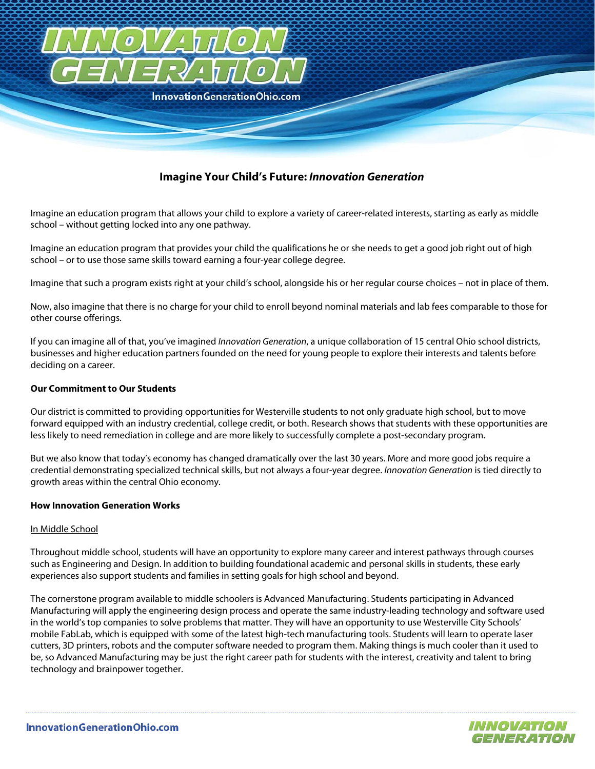# INNOVATION GENERATION

InnovationGenerationOhio.com

## Imagine Your Child's Future: *Innovation Generation*

Imagine an education program that allows your child to explore a variety of career-related interests, starting as early as middle school – without getting locked into any one pathway.

Imagine an education program that provides your child the qualifications he or she needs to get a good job right out of high school – or to use those same skills toward earning a four-year college degree.

Imagine that such a program exists right at your child's school, alongside his or her regular course choices – not in place of them.

Now, also imagine that there is no charge for your child to enroll beyond nominal materials and lab fees comparable to those for other course offerings.

If you can imagine all of that, you've imagined *Innovation Generation*, a unique collaboration of 15 central Ohio school districts, businesses and higher education partners founded on the need for young people to explore their interests and talents before deciding on a career.

### Our Commitment to Our Students

Our district is committed to providing opportunities for Westerville students to not only graduate high school, but to move forward equipped with an industry credential, college credit, or both. Research shows that students with these opportunities are less likely to need remediation in college and are more likely to successfully complete a post-secondary program.

But we also know that today's economy has changed dramatically over the last 30 years. More and more good jobs require a credential demonstrating specialized technical skills, but not always a four-year degree. *Innovation Generation* is tied directly to growth areas within the central Ohio economy.

### How Innovation Generation Works

#### In Middle School

Throughout middle school, students will have an opportunity to explore many career and interest pathways through courses such as Engineering and Design. In addition to building foundational academic and personal skills in students, these early experiences also support students and families in setting goals for high school and beyond.

The cornerstone program available to middle schoolers is Advanced Manufacturing. Students participating in Advanced Manufacturing will apply the engineering design process and operate the same industry-leading technology and software used in the world's top companies to solve problems that matter. They will have an opportunity to use Westerville City Schools' mobile FabLab, which is equipped with some of the latest high-tech manufacturing tools. Students will learn to operate laser cutters, 3D printers, robots and the computer software needed to program them. Making things is much cooler than it used to be, so Advanced Manufacturing may be just the right career path for students with the interest, creativity and talent to bring technology and brainpower together.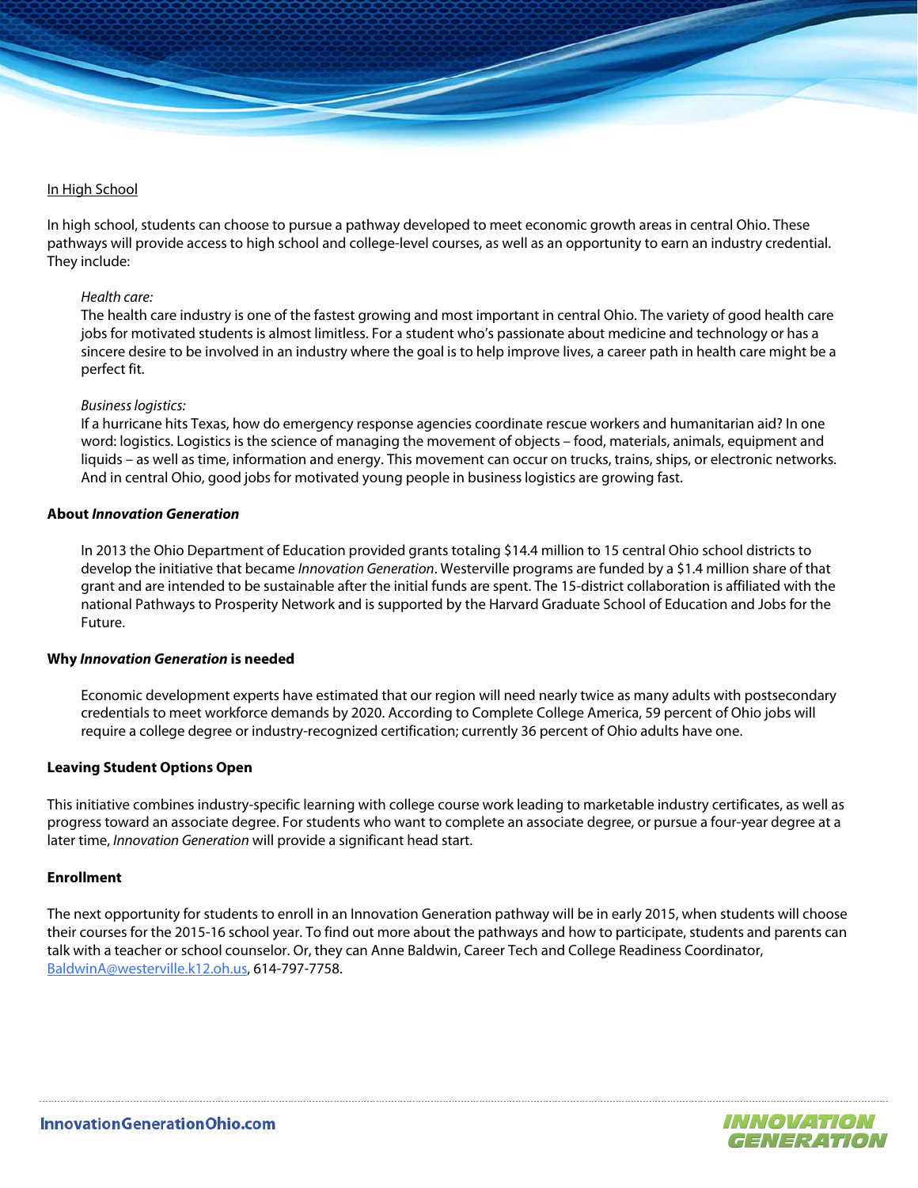<u>In High School</u>

In high school, students can choose to pursue a pathway developed to meet economic growth areas in central Ohio. These pathways will provide access to high school and college-level courses, as well as an opportunity to earn an industry credential. They include:

*Health care:*
The health care industry is one of the fastest growing and most important in central Ohio. The variety of good health care jobs for motivated students is almost limitless. For a student who's passionate about medicine and technology or has a sincere desire to be involved in an industry where the goal is to help improve lives, a career path in health care might be a perfect fit.

*Business logistics:*
If a hurricane hits Texas, how do emergency response agencies coordinate rescue workers and humanitarian aid? In one word: logistics. Logistics is the science of managing the movement of objects – food, materials, animals, equipment and liquids – as well as time, information and energy. This movement can occur on trucks, trains, ships, or electronic networks. And in central Ohio, good jobs for motivated young people in business logistics are growing fast.

**About *Innovation Generation***

In 2013 the Ohio Department of Education provided grants totaling $14.4 million to 15 central Ohio school districts to develop the initiative that became *Innovation Generation*. Westerville programs are funded by a $1.4 million share of that grant and are intended to be sustainable after the initial funds are spent. The 15-district collaboration is affiliated with the national Pathways to Prosperity Network and is supported by the Harvard Graduate School of Education and Jobs for the Future.

**Why *Innovation Generation* is needed**

Economic development experts have estimated that our region will need nearly twice as many adults with postsecondary credentials to meet workforce demands by 2020. According to Complete College America, 59 percent of Ohio jobs will require a college degree or industry-recognized certification; currently 36 percent of Ohio adults have one.

**Leaving Student Options Open**

This initiative combines industry-specific learning with college course work leading to marketable industry certificates, as well as progress toward an associate degree. For students who want to complete an associate degree, or pursue a four-year degree at a later time, *Innovation Generation* will provide a significant head start.

**Enrollment**

The next opportunity for students to enroll in an Innovation Generation pathway will be in early 2015, when students will choose their courses for the 2015-16 school year. To find out more about the pathways and how to participate, students and parents can talk with a teacher or school counselor. Or, they can Anne Baldwin, Career Tech and College Readiness Coordinator, BaldwinA@westerville.k12.oh.us, 614-797-7758.